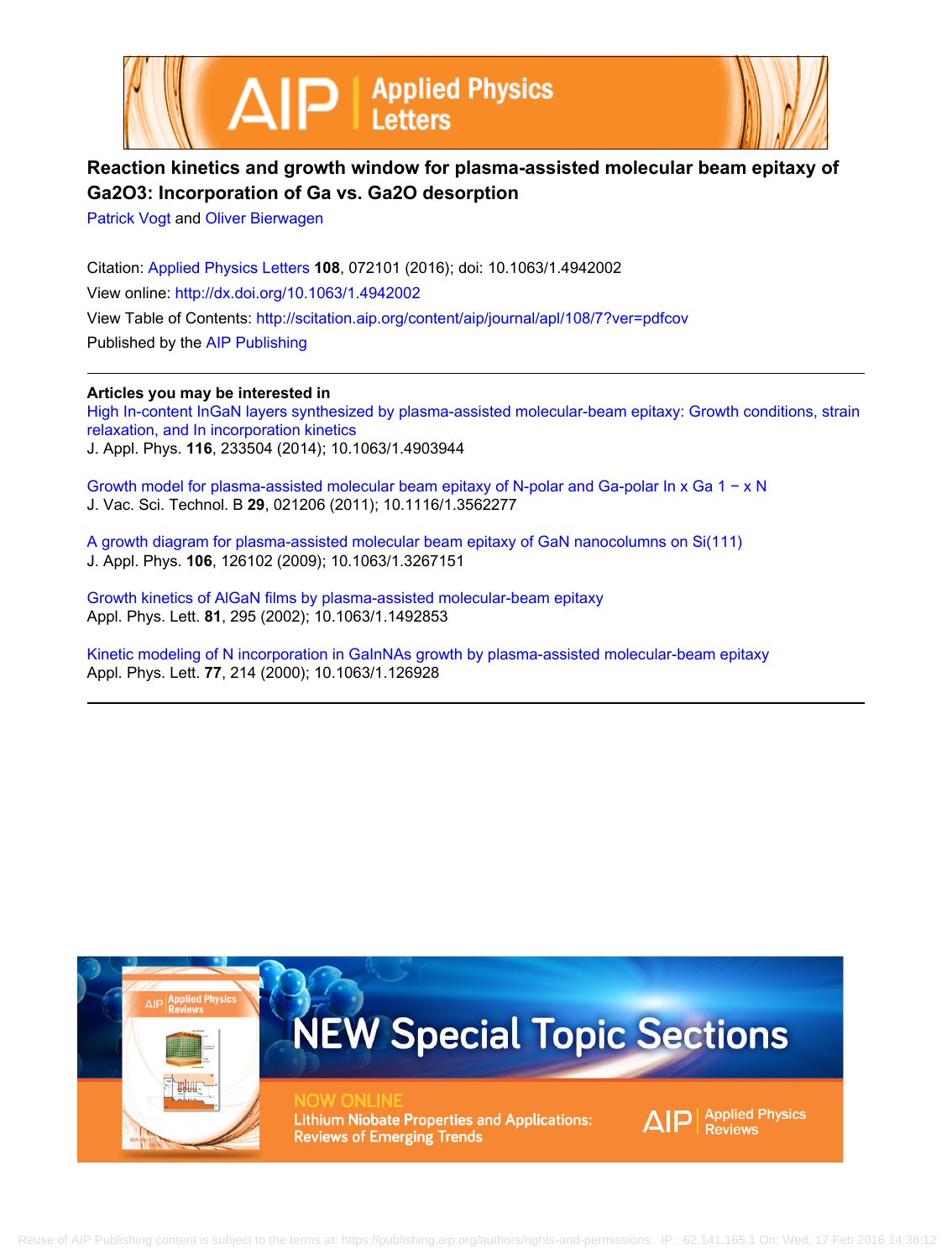# Reaction kinetics and growth window for plasma-assisted molecular beam epitaxy of Ga2O3: Incorporation of Ga vs. Ga2O desorption

Patrick Vogt and Oliver Bierwagen

Citation: Applied Physics Letters **108**, 072101 (2016); doi: 10.1063/1.4942002

View online: http://dx.doi.org/10.1063/1.4942002

View Table of Contents: http://scitation.aip.org/content/aip/journal/apl/108/7?ver=pdfcov

Published by the AIP Publishing

---

**Articles you may be interested in**

High In-content InGaN layers synthesized by plasma-assisted molecular-beam epitaxy: Growth conditions, strain relaxation, and In incorporation kinetics
J. Appl. Phys. **116**, 233504 (2014); 10.1063/1.4903944

Growth model for plasma-assisted molecular beam epitaxy of N-polar and Ga-polar In x Ga 1 − x N
J. Vac. Sci. Technol. B **29**, 021206 (2011); 10.1116/1.3562277

A growth diagram for plasma-assisted molecular beam epitaxy of GaN nanocolumns on Si(111)
J. Appl. Phys. **106**, 126102 (2009); 10.1063/1.3267151

Growth kinetics of AlGaN films by plasma-assisted molecular-beam epitaxy
Appl. Phys. Lett. **81**, 295 (2002); 10.1063/1.1492853

Kinetic modeling of N incorporation in GaInNAs growth by plasma-assisted molecular-beam epitaxy
Appl. Phys. Lett. **77**, 214 (2000); 10.1063/1.126928

---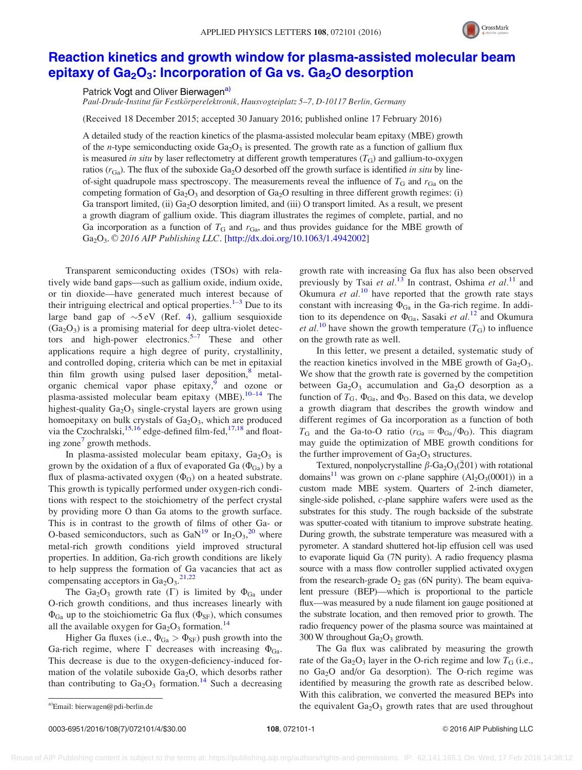# Reaction kinetics and growth window for plasma-assisted molecular beam epitaxy of $Ga_2O_3$: Incorporation of Ga vs. $Ga_2O$ desorption

Patrick Vogt and Oliver Bierwagen[a]

*Paul-Drude-Institut für Festkörperelektronik, Hausvogteiplatz 5–7, D-10117 Berlin, Germany*

(Received 18 December 2015; accepted 30 January 2016; published online 17 February 2016)

A detailed study of the reaction kinetics of the plasma-assisted molecular beam epitaxy (MBE) growth of the *n*-type semiconducting oxide $Ga_2O_3$ is presented. The growth rate as a function of gallium flux is measured *in situ* by laser reflectometry at different growth temperatures ($T_G$) and gallium-to-oxygen ratios ($r_{Ga}$). The flux of the suboxide $Ga_2O$ desorbed off the growth surface is identified *in situ* by line-of-sight quadrupole mass spectroscopy. The measurements reveal the influence of $T_G$ and $r_{Ga}$ on the competing formation of $Ga_2O_3$ and desorption of $Ga_2O$ resulting in three different growth regimes: (i) Ga transport limited, (ii) $Ga_2O$ desorption limited, and (iii) O transport limited. As a result, we present a growth diagram of gallium oxide. This diagram illustrates the regimes of complete, partial, and no Ga incorporation as a function of $T_G$ and $r_{Ga}$, and thus provides guidance for the MBE growth of $Ga_2O_3$. © *2016 AIP Publishing LLC*. [http://dx.doi.org/10.1063/1.4942002]

Transparent semiconducting oxides (TSOs) with relatively wide band gaps—such as gallium oxide, indium oxide, or tin dioxide—have generated much interest because of their intriguing electrical and optical properties.[1–3] Due to its large band gap of ∼5 eV (Ref. 4), gallium sesquioxide ($Ga_2O_3$) is a promising material for deep ultra-violet detectors and high-power electronics.[5–7] These and other applications require a high degree of purity, crystallinity, and controlled doping, criteria which can be met in epitaxial thin film growth using pulsed laser deposition,[8] metal-organic chemical vapor phase epitaxy,[9] and ozone or plasma-assisted molecular beam epitaxy (MBE).[10–14] The highest-quality $Ga_2O_3$ single-crystal layers are grown using homoepitaxy on bulk crystals of $Ga_2O_3$, which are produced via the Czochralski,[15,16] edge-defined film-fed,[17,18] and floating zone[7] growth methods.

In plasma-assisted molecular beam epitaxy, $Ga_2O_3$ is grown by the oxidation of a flux of evaporated Ga ($\Phi_{Ga}$) by a flux of plasma-activated oxygen ($\Phi_O$) on a heated substrate. This growth is typically performed under oxygen-rich conditions with respect to the stoichiometry of the perfect crystal by providing more O than Ga atoms to the growth surface. This is in contrast to the growth of films of other Ga- or O-based semiconductors, such as GaN[19] or $In_2O_3$,[20] where metal-rich growth conditions yield improved structural properties. In addition, Ga-rich growth conditions are likely to help suppress the formation of Ga vacancies that act as compensating acceptors in $Ga_2O_3$.[21,22]

The $Ga_2O_3$ growth rate (Γ) is limited by $\Phi_{Ga}$ under O-rich growth conditions, and thus increases linearly with $\Phi_{Ga}$ up to the stoichiometric Ga flux ($\Phi_{SF}$), which consumes all the available oxygen for $Ga_2O_3$ formation.[14]

Higher Ga fluxes (i.e., $\Phi_{Ga} > \Phi_{SF}$) push growth into the Ga-rich regime, where Γ decreases with increasing $\Phi_{Ga}$. This decrease is due to the oxygen-deficiency-induced formation of the volatile suboxide $Ga_2O$, which desorbs rather than contributing to $Ga_2O_3$ formation.[14] Such a decreasing growth rate with increasing Ga flux has also been observed previously by Tsai *et al.*[13] In contrast, Oshima *et al.*[11] and Okumura *et al.*[10] have reported that the growth rate stays constant with increasing $\Phi_{Ga}$ in the Ga-rich regime. In addition to its dependence on $\Phi_{Ga}$, Sasaki *et al.*[12] and Okumura *et al.*[10] have shown the growth temperature ($T_G$) to influence on the growth rate as well.

In this letter, we present a detailed, systematic study of the reaction kinetics involved in the MBE growth of $Ga_2O_3$. We show that the growth rate is governed by the competition between $Ga_2O_3$ accumulation and $Ga_2O$ desorption as a function of $T_G$, $\Phi_{Ga}$, and $\Phi_O$. Based on this data, we develop a growth diagram that describes the growth window and different regimes of Ga incorporation as a function of both $T_G$ and the Ga-to-O ratio ($r_{Ga} = \Phi_{Ga}/\Phi_O$). This diagram may guide the optimization of MBE growth conditions for the further improvement of $Ga_2O_3$ structures.

Textured, nonpolycrystalline $\beta$-$Ga_2O_3(\bar{2}01)$ with rotational domains[11] was grown on *c*-plane sapphire ($Al_2O_3(0001)$) in a custom made MBE system. Quarters of 2-inch diameter, single-side polished, *c*-plane sapphire wafers were used as the substrates for this study. The rough backside of the substrate was sputter-coated with titanium to improve substrate heating. During growth, the substrate temperature was measured with a pyrometer. A standard shuttered hot-lip effusion cell was used to evaporate liquid Ga (7N purity). A radio frequency plasma source with a mass flow controller supplied activated oxygen from the research-grade $O_2$ gas (6N purity). The beam equivalent pressure (BEP)—which is proportional to the particle flux—was measured by a nude filament ion gauge positioned at the substrate location, and then removed prior to growth. The radio frequency power of the plasma source was maintained at 300 W throughout $Ga_2O_3$ growth.

The Ga flux was calibrated by measuring the growth rate of the $Ga_2O_3$ layer in the O-rich regime and low $T_G$ (i.e., no $Ga_2O$ and/or Ga desorption). The O-rich regime was identified by measuring the growth rate as described below. With this calibration, we converted the measured BEPs into the equivalent $Ga_2O_3$ growth rates that are used throughout

[a]Email: bierwagen@pdi-berlin.de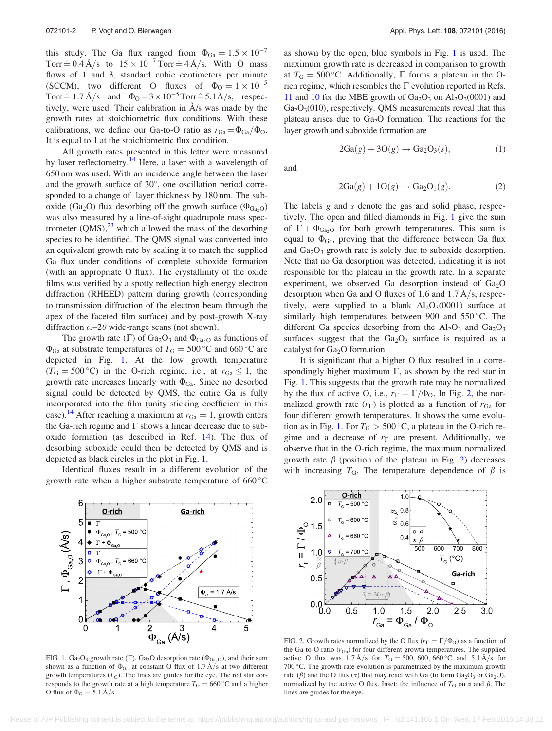this study. The Ga flux ranged from $\Phi_{Ga} = 1.5 \times 10^{-7}$ Torr $\hat{=}$ 0.4 Å/s to $15 \times 10^{-7}$ Torr $\hat{=}$ 4 Å/s. With O mass flows of 1 and 3, standard cubic centimeters per minute (SCCM), two different O fluxes of $\Phi_O = 1 \times 10^{-5}$ Torr $\hat{=}$ 1.7 Å/s and $\Phi_O = 3 \times 10^{-5}$ Torr $\hat{=}$ 5.1 Å/s, respectively, were used. Their calibration in Å/s was made by the growth rates at stoichiometric flux conditions. With these calibrations, we define our Ga-to-O ratio as $r_{Ga} = \Phi_{Ga}/\Phi_O$. It is equal to 1 at the stoichiometric flux condition.

All growth rates presented in this letter were measured by laser reflectometry.[14] Here, a laser with a wavelength of 650 nm was used. With an incidence angle between the laser and the growth surface of 30°, one oscillation period corresponded to a change of layer thickness by 180 nm. The suboxide ($Ga_2O$) flux desorbing off the growth surface ($\Phi_{Ga_2O}$) was also measured by a line-of-sight quadrupole mass spectrometer (QMS),[23] which allowed the mass of the desorbing species to be identified. The QMS signal was converted into an equivalent growth rate by scaling it to match the supplied Ga flux under conditions of complete suboxide formation (with an appropriate O flux). The crystallinity of the oxide films was verified by a spotty reflection high energy electron diffraction (RHEED) pattern during growth (corresponding to transmission diffraction of the electron beam through the apex of the faceted film surface) and by post-growth X-ray diffraction $\omega$–$2\theta$ wide-range scans (not shown).

The growth rate ($\Gamma$) of $Ga_2O_3$ and $\Phi_{Ga_2O}$ as functions of $\Phi_{Ga}$ at substrate temperatures of $T_G = 500\,°C$ and 660 °C are depicted in Fig. 1. At the low growth temperature ($T_G = 500\,°C$) in the O-rich regime, i.e., at $r_{Ga} \leq 1$, the growth rate increases linearly with $\Phi_{Ga}$. Since no desorbed signal could be detected by QMS, the entire Ga is fully incorporated into the film (unity sticking coefficient in this case).[14] After reaching a maximum at $r_{Ga} = 1$, growth enters the Ga-rich regime and $\Gamma$ shows a linear decrease due to suboxide formation (as described in Ref. 14). The flux of desorbing suboxide could then be detected by QMS and is depicted as black circles in the plot in Fig. 1.

Identical fluxes result in a different evolution of the growth rate when a higher substrate temperature of 660 °C as shown by the open, blue symbols in Fig. 1 is used. The maximum growth rate is decreased in comparison to growth at $T_G = 500\,°C$. Additionally, $\Gamma$ forms a plateau in the O-rich regime, which resembles the $\Gamma$ evolution reported in Refs. 11 and 10 for the MBE growth of $Ga_2O_3$ on $Al_2O_3(0001)$ and $Ga_2O_3(010)$, respectively. QMS measurements reveal that this plateau arises due to $Ga_2O$ formation. The reactions for the layer growth and suboxide formation are

$$2Ga(g) + 3O(g) \rightarrow Ga_2O_3(s), \tag{1}$$

and

$$2Ga(g) + 1O(g) \rightarrow Ga_2O_1(g). \tag{2}$$

The labels $g$ and $s$ denote the gas and solid phase, respectively. The open and filled diamonds in Fig. 1 give the sum of $\Gamma + \Phi_{Ga_2O}$ for both growth temperatures. This sum is equal to $\Phi_{Ga}$, proving that the difference between Ga flux and $Ga_2O_3$ growth rate is solely due to suboxide desorption. Note that no Ga desorption was detected, indicating it is not responsible for the plateau in the growth rate. In a separate experiment, we observed Ga desorption instead of $Ga_2O$ desorption when Ga and O fluxes of 1.6 and 1.7 Å/s, respectively, were supplied to a blank $Al_2O_3(0001)$ surface at similarly high temperatures between 900 and 550 °C. The different Ga species desorbing from the $Al_2O_3$ and $Ga_2O_3$ surfaces suggest that the $Ga_2O_3$ surface is required as a catalyst for $Ga_2O$ formation.

It is significant that a higher O flux resulted in a correspondingly higher maximum $\Gamma$, as shown by the red star in Fig. 1. This suggests that the growth rate may be normalized by the flux of active O, i.e., $r_\Gamma = \Gamma/\Phi_O$. In Fig. 2, the normalized growth rate ($r_\Gamma$) is plotted as a function of $r_{Ga}$ for four different growth temperatures. It shows the same evolution as in Fig. 1. For $T_G > 500\,°C$, a plateau in the O-rich regime and a decrease of $r_\Gamma$ are present. Additionally, we observe that in the O-rich regime, the maximum normalized growth rate $\beta$ (position of the plateau in Fig. 2) decreases with increasing $T_G$. The temperature dependence of $\beta$ is

FIG. 1. $Ga_2O_3$ growth rate ($\Gamma$), $Ga_2O$ desorption rate ($\Phi_{Ga_2O}$), and their sum shown as a function of $\Phi_{Ga}$ at constant O flux of 1.7 Å/s at two different growth temperatures ($T_G$). The lines are guides for the eye. The red star corresponds to the growth rate at a high temperature $T_G = 660\,°C$ and a higher O flux of $\Phi_O = 5.1$ Å/s.

FIG. 2. Growth rates normalized by the O flux ($r_\Gamma = \Gamma/\Phi_O$) as a function of the Ga-to-O ratio ($r_{Ga}$) for four different growth temperatures. The supplied active O flux was 1.7 Å/s for $T_G = 500$, 600, 660 °C and 5.1 Å/s for 700 °C. The growth rate evolution is parametrized by the maximum growth rate ($\beta$) and the O flux ($\alpha$) that may react with Ga (to form $Ga_2O_3$ or $Ga_2O$), normalized by the active O flux. Inset: the influence of $T_G$ on $\alpha$ and $\beta$. The lines are guides for the eye.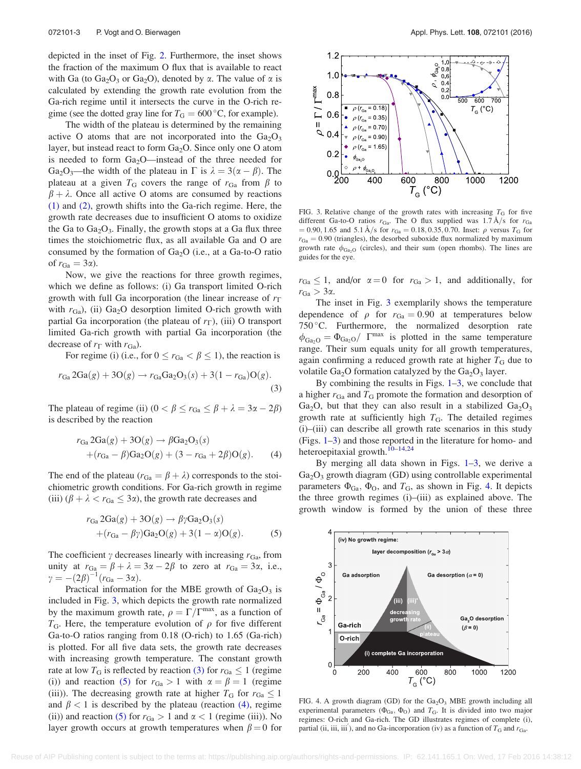depicted in the inset of Fig. 2. Furthermore, the inset shows the fraction of the maximum O flux that is available to react with Ga (to $Ga_2O_3$ or $Ga_2O$), denoted by $\alpha$. The value of $\alpha$ is calculated by extending the growth rate evolution from the Ga-rich regime until it intersects the curve in the O-rich regime (see the dotted gray line for $T_G = 600\,°C$, for example).

The width of the plateau is determined by the remaining active O atoms that are not incorporated into the $Ga_2O_3$ layer, but instead react to form $Ga_2O$. Since only one O atom is needed to form $Ga_2O$—instead of the three needed for $Ga_2O_3$—the width of the plateau in $\Gamma$ is $\lambda = 3(\alpha - \beta)$. The plateau at a given $T_G$ covers the range of $r_{Ga}$ from $\beta$ to $\beta + \lambda$. Once all active O atoms are consumed by reactions (1) and (2), growth shifts into the Ga-rich regime. Here, the growth rate decreases due to insufficient O atoms to oxidize the Ga to $Ga_2O_3$. Finally, the growth stops at a Ga flux three times the stoichiometric flux, as all available Ga and O are consumed by the formation of $Ga_2O$ (i.e., at a Ga-to-O ratio of $r_{Ga} = 3\alpha$).

Now, we give the reactions for three growth regimes, which we define as follows: (i) Ga transport limited O-rich growth with full Ga incorporation (the linear increase of $r_\Gamma$ with $r_{Ga}$), (ii) $Ga_2O$ desorption limited O-rich growth with partial Ga incorporation (the plateau of $r_\Gamma$), (iii) O transport limited Ga-rich growth with partial Ga incorporation (the decrease of $r_\Gamma$ with $r_{Ga}$).

For regime (i) (i.e., for $0 \le r_{Ga} < \beta \le 1$), the reaction is

$$r_{Ga}\,2Ga(g) + 3O(g) \rightarrow r_{Ga}Ga_2O_3(s) + 3(1 - r_{Ga})O(g). \tag{3}$$

The plateau of regime (ii) ($0 < \beta \le r_{Ga} \le \beta + \lambda = 3\alpha - 2\beta$) is described by the reaction

$$r_{Ga}\,2Ga(g) + 3O(g) \rightarrow \beta Ga_2O_3(s) + (r_{Ga} - \beta)Ga_2O(g) + (3 - r_{Ga} + 2\beta)O(g). \tag{4}$$

The end of the plateau ($r_{Ga} = \beta + \lambda$) corresponds to the stoichiometric growth conditions. For Ga-rich growth in regime (iii) ($\beta + \lambda < r_{Ga} \le 3\alpha$), the growth rate decreases and

$$r_{Ga}\,2Ga(g) + 3O(g) \rightarrow \beta\gamma Ga_2O_3(s) + (r_{Ga} - \beta\gamma)Ga_2O(g) + 3(1 - \alpha)O(g). \tag{5}$$

The coefficient $\gamma$ decreases linearly with increasing $r_{Ga}$, from unity at $r_{Ga} = \beta + \lambda = 3\alpha - 2\beta$ to zero at $r_{Ga} = 3\alpha$, i.e., $\gamma = -(2\beta)^{-1}(r_{Ga} - 3\alpha)$.

Practical information for the MBE growth of $Ga_2O_3$ is included in Fig. 3, which depicts the growth rate normalized by the maximum growth rate, $\rho = \Gamma/\Gamma^{max}$, as a function of $T_G$. Here, the temperature evolution of $\rho$ for five different Ga-to-O ratios ranging from 0.18 (O-rich) to 1.65 (Ga-rich) is plotted. For all five data sets, the growth rate decreases with increasing growth temperature. The constant growth rate at low $T_G$ is reflected by reaction (3) for $r_{Ga} \le 1$ (regime (i)) and reaction (5) for $r_{Ga} > 1$ with $\alpha = \beta = 1$ (regime (iii)). The decreasing growth rate at higher $T_G$ for $r_{Ga} \le 1$ and $\beta < 1$ is described by the plateau (reaction (4), regime (ii)) and reaction (5) for $r_{Ga} > 1$ and $\alpha < 1$ (regime (iii)). No layer growth occurs at growth temperatures when $\beta = 0$ for $r_{Ga} \le 1$, and/or $\alpha = 0$ for $r_{Ga} > 1$, and additionally, for $r_{Ga} > 3\alpha$.

FIG. 3. Relative change of the growth rates with increasing $T_G$ for five different Ga-to-O ratios $r_{Ga}$. The O flux supplied was 1.7 Å/s for $r_{Ga} = 0.90, 1.65$ and 5.1 Å/s for $r_{Ga} = 0.18, 0.35, 0.70$. Inset: $\rho$ versus $T_G$ for $r_{Ga} = 0.90$ (triangles), the desorbed suboxide flux normalized by maximum growth rate $\phi_{Ga_2O}$ (circles), and their sum (open rhombs). The lines are guides for the eye.

The inset in Fig. 3 exemplarily shows the temperature dependence of $\rho$ for $r_{Ga} = 0.90$ at temperatures below 750 °C. Furthermore, the normalized desorption rate $\phi_{Ga_2O} = \Phi_{Ga_2O}/\,\Gamma^{max}$ is plotted in the same temperature range. Their sum equals unity for all growth temperatures, again confirming a reduced growth rate at higher $T_G$ due to volatile $Ga_2O$ formation catalyzed by the $Ga_2O_3$ layer.

By combining the results in Figs. 1–3, we conclude that a higher $r_{Ga}$ and $T_G$ promote the formation and desorption of $Ga_2O$, but that they can also result in a stabilized $Ga_2O_3$ growth rate at sufficiently high $T_G$. The detailed regimes (i)–(iii) can describe all growth rate scenarios in this study (Figs. 1–3) and those reported in the literature for homo- and heteroepitaxial growth.[10–14,24]

By merging all data shown in Figs. 1–3, we derive a $Ga_2O_3$ growth diagram (GD) using controllable experimental parameters $\Phi_{Ga}$, $\Phi_O$, and $T_G$, as shown in Fig. 4. It depicts the three growth regimes (i)–(iii) as explained above. The growth window is formed by the union of these three

FIG. 4. A growth diagram (GD) for the $Ga_2O_3$ MBE growth including all experimental parameters ($\Phi_{Ga}$, $\Phi_O$) and $T_G$. It is divided into two major regimes: O-rich and Ga-rich. The GD illustrates regimes of complete (i), partial (ii, iii, iii′), and no Ga-incorporation (iv) as a function of $T_G$ and $r_{Ga}$.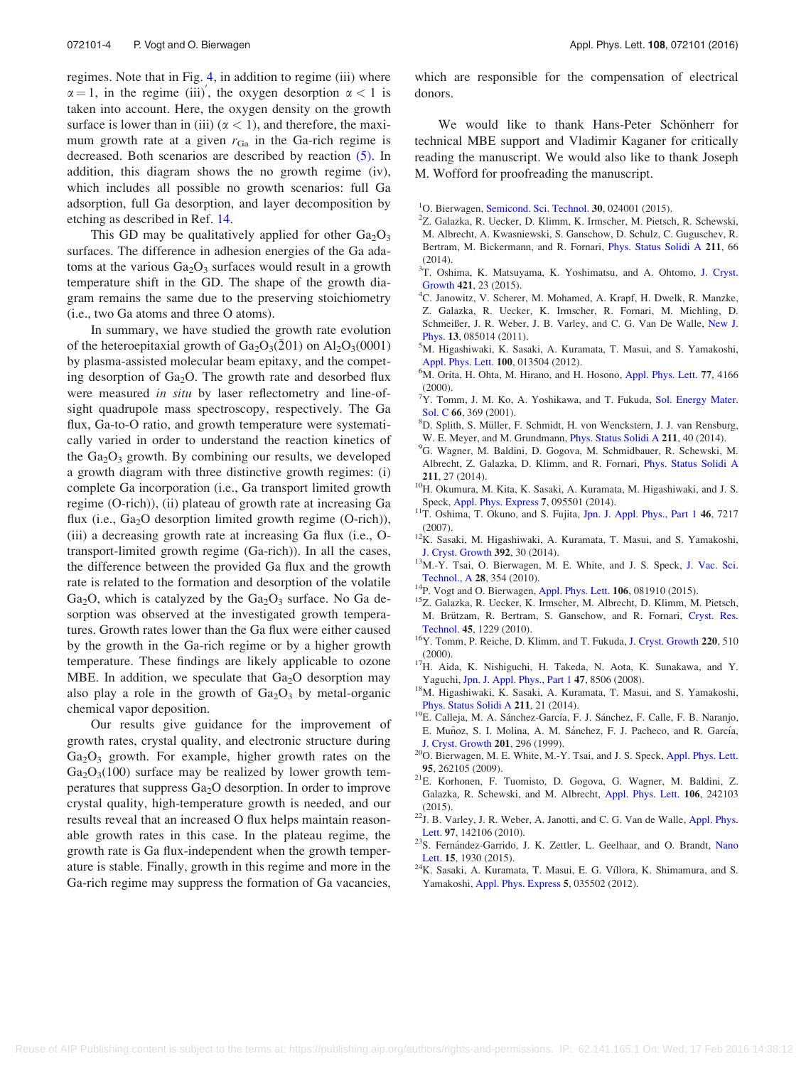regimes. Note that in Fig. 4, in addition to regime (iii) where $\alpha = 1$, in the regime (iii)$'$, the oxygen desorption $\alpha < 1$ is taken into account. Here, the oxygen density on the growth surface is lower than in (iii) ($\alpha < 1$), and therefore, the maximum growth rate at a given $r_{Ga}$ in the Ga-rich regime is decreased. Both scenarios are described by reaction (5). In addition, this diagram shows the no growth regime (iv), which includes all possible no growth scenarios: full Ga adsorption, full Ga desorption, and layer decomposition by etching as described in Ref. 14.

This GD may be qualitatively applied for other $Ga_2O_3$ surfaces. The difference in adhesion energies of the Ga adatoms at the various $Ga_2O_3$ surfaces would result in a growth temperature shift in the GD. The shape of the growth diagram remains the same due to the preserving stoichiometry (i.e., two Ga atoms and three O atoms).

In summary, we have studied the growth rate evolution of the heteroepitaxial growth of $Ga_2O_3(\bar{2}01)$ on $Al_2O_3(0001)$ by plasma-assisted molecular beam epitaxy, and the competing desorption of $Ga_2O$. The growth rate and desorbed flux were measured *in situ* by laser reflectometry and line-of-sight quadrupole mass spectroscopy, respectively. The Ga flux, Ga-to-O ratio, and growth temperature were systematically varied in order to understand the reaction kinetics of the $Ga_2O_3$ growth. By combining our results, we developed a growth diagram with three distinctive growth regimes: (i) complete Ga incorporation (i.e., Ga transport limited growth regime (O-rich)), (ii) plateau of growth rate at increasing Ga flux (i.e., $Ga_2O$ desorption limited growth regime (O-rich)), (iii) a decreasing growth rate at increasing Ga flux (i.e., O-transport-limited growth regime (Ga-rich)). In all the cases, the difference between the provided Ga flux and the growth rate is related to the formation and desorption of the volatile $Ga_2O$, which is catalyzed by the $Ga_2O_3$ surface. No Ga desorption was observed at the investigated growth temperatures. Growth rates lower than the Ga flux were either caused by the growth in the Ga-rich regime or by a higher growth temperature. These findings are likely applicable to ozone MBE. In addition, we speculate that $Ga_2O$ desorption may also play a role in the growth of $Ga_2O_3$ by metal-organic chemical vapor deposition.

Our results give guidance for the improvement of growth rates, crystal quality, and electronic structure during $Ga_2O_3$ growth. For example, higher growth rates on the $Ga_2O_3(100)$ surface may be realized by lower growth temperatures that suppress $Ga_2O$ desorption. In order to improve crystal quality, high-temperature growth is needed, and our results reveal that an increased O flux helps maintain reasonable growth rates in this case. In the plateau regime, the growth rate is Ga flux-independent when the growth temperature is stable. Finally, growth in this regime and more in the Ga-rich regime may suppress the formation of Ga vacancies, which are responsible for the compensation of electrical donors.

We would like to thank Hans-Peter Schönherr for technical MBE support and Vladimir Kaganer for critically reading the manuscript. We would also like to thank Joseph M. Wofford for proofreading the manuscript.

[1] O. Bierwagen, Semicond. Sci. Technol. **30**, 024001 (2015).
[2] Z. Galazka, R. Uecker, D. Klimm, K. Irmscher, M. Pietsch, R. Schewski, M. Albrecht, A. Kwasniewski, S. Ganschow, D. Schulz, C. Guguschev, R. Bertram, M. Bickermann, and R. Fornari, Phys. Status Solidi A **211**, 66 (2014).
[3] T. Oshima, K. Matsuyama, K. Yoshimatsu, and A. Ohtomo, J. Cryst. Growth **421**, 23 (2015).
[4] C. Janowitz, V. Scherer, M. Mohamed, A. Krapf, H. Dwelk, R. Manzke, Z. Galazka, R. Uecker, K. Irmscher, R. Fornari, M. Michling, D. Schmeißer, J. R. Weber, J. B. Varley, and C. G. Van De Walle, New J. Phys. **13**, 085014 (2011).
[5] M. Higashiwaki, K. Sasaki, A. Kuramata, T. Masui, and S. Yamakoshi, Appl. Phys. Lett. **100**, 013504 (2012).
[6] M. Orita, H. Ohta, M. Hirano, and H. Hosono, Appl. Phys. Lett. **77**, 4166 (2000).
[7] Y. Tomm, J. M. Ko, A. Yoshikawa, and T. Fukuda, Sol. Energy Mater. Sol. C **66**, 369 (2001).
[8] D. Splith, S. Müller, F. Schmidt, H. von Wenckstern, J. J. van Rensburg, W. E. Meyer, and M. Grundmann, Phys. Status Solidi A **211**, 40 (2014).
[9] G. Wagner, M. Baldini, D. Gogova, M. Schmidbauer, R. Schewski, M. Albrecht, Z. Galazka, D. Klimm, and R. Fornari, Phys. Status Solidi A **211**, 27 (2014).
[10] H. Okumura, M. Kita, K. Sasaki, A. Kuramata, M. Higashiwaki, and J. S. Speck, Appl. Phys. Express **7**, 095501 (2014).
[11] T. Oshima, T. Okuno, and S. Fujita, Jpn. J. Appl. Phys., Part 1 **46**, 7217 (2007).
[12] K. Sasaki, M. Higashiwaki, A. Kuramata, T. Masui, and S. Yamakoshi, J. Cryst. Growth **392**, 30 (2014).
[13] M.-Y. Tsai, O. Bierwagen, M. E. White, and J. S. Speck, J. Vac. Sci. Technol., A **28**, 354 (2010).
[14] P. Vogt and O. Bierwagen, Appl. Phys. Lett. **106**, 081910 (2015).
[15] Z. Galazka, R. Uecker, K. Irmscher, M. Albrecht, D. Klimm, M. Pietsch, M. Brützam, R. Bertram, S. Ganschow, and R. Fornari, Cryst. Res. Technol. **45**, 1229 (2010).
[16] Y. Tomm, P. Reiche, D. Klimm, and T. Fukuda, J. Cryst. Growth **220**, 510 (2000).
[17] H. Aida, K. Nishiguchi, H. Takeda, N. Aota, K. Sunakawa, and Y. Yaguchi, Jpn. J. Appl. Phys., Part 1 **47**, 8506 (2008).
[18] M. Higashiwaki, K. Sasaki, A. Kuramata, T. Masui, and S. Yamakoshi, Phys. Status Solidi A **211**, 21 (2014).
[19] E. Calleja, M. A. Sánchez-García, F. J. Sánchez, F. Calle, F. B. Naranjo, E. Muñoz, S. I. Molina, A. M. Sánchez, F. J. Pacheco, and R. García, J. Cryst. Growth **201**, 296 (1999).
[20] O. Bierwagen, M. E. White, M.-Y. Tsai, and J. S. Speck, Appl. Phys. Lett. **95**, 262105 (2009).
[21] E. Korhonen, F. Tuomisto, D. Gogova, G. Wagner, M. Baldini, Z. Galazka, R. Schewski, and M. Albrecht, Appl. Phys. Lett. **106**, 242103 (2015).
[22] J. B. Varley, J. R. Weber, A. Janotti, and C. G. Van de Walle, Appl. Phys. Lett. **97**, 142106 (2010).
[23] S. Fernández-Garrido, J. K. Zettler, L. Geelhaar, and O. Brandt, Nano Lett. **15**, 1930 (2015).
[24] K. Sasaki, A. Kuramata, T. Masui, E. G. Víllora, K. Shimamura, and S. Yamakoshi, Appl. Phys. Express **5**, 035502 (2012).